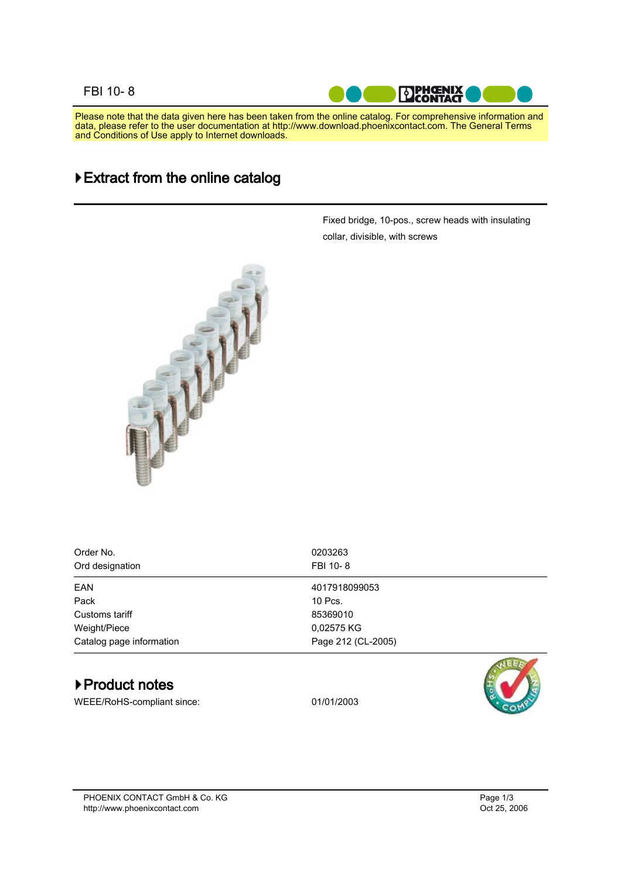FBI 10- 8

Please note that the data given here has been taken from the online catalog. For comprehensive information and data, please refer to the user documentation at http://www.download.phoenixcontact.com. The General Terms and Conditions of Use apply to Internet downloads.

## Extract from the online catalog

Fixed bridge, 10-pos., screw heads with insulating collar, divisible, with screws

| | |
|---|---|
| Order No. | 0203263 |
| Ord designation | FBI 10- 8 |
| EAN | 4017918099053 |
| Pack | 10 Pcs. |
| Customs tariff | 85369010 |
| Weight/Piece | 0,02575 KG |
| Catalog page information | Page 212 (CL-2005) |

## Product notes

| | |
|---|---|
| WEEE/RoHS-compliant since: | 01/01/2003 |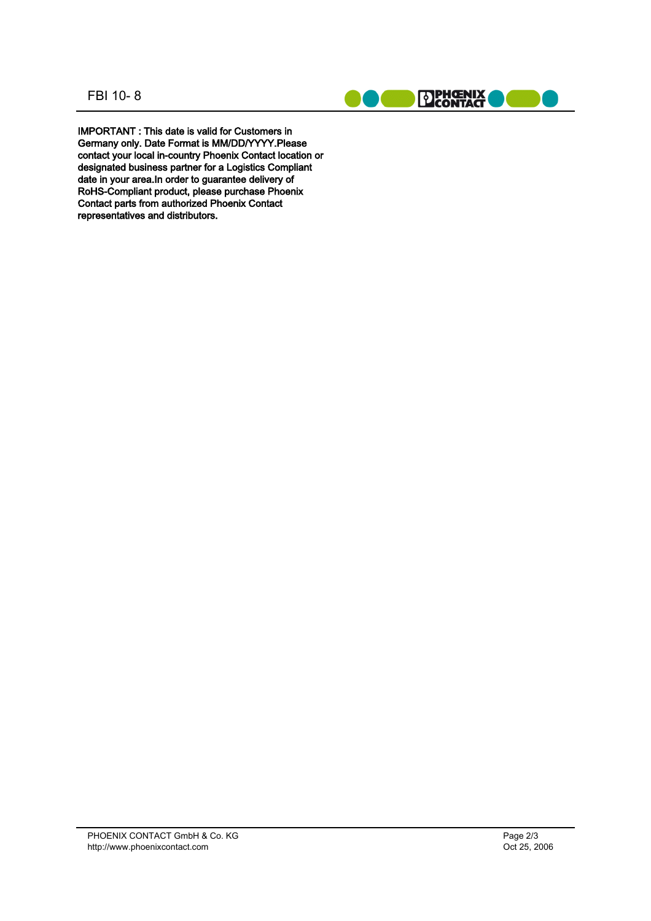**IMPORTANT : This date is valid for Customers in Germany only. Date Format is MM/DD/YYYY.Please contact your local in-country Phoenix Contact location or designated business partner for a Logistics Compliant date in your area.In order to guarantee delivery of RoHS-Compliant product, please purchase Phoenix Contact parts from authorized Phoenix Contact representatives and distributors.**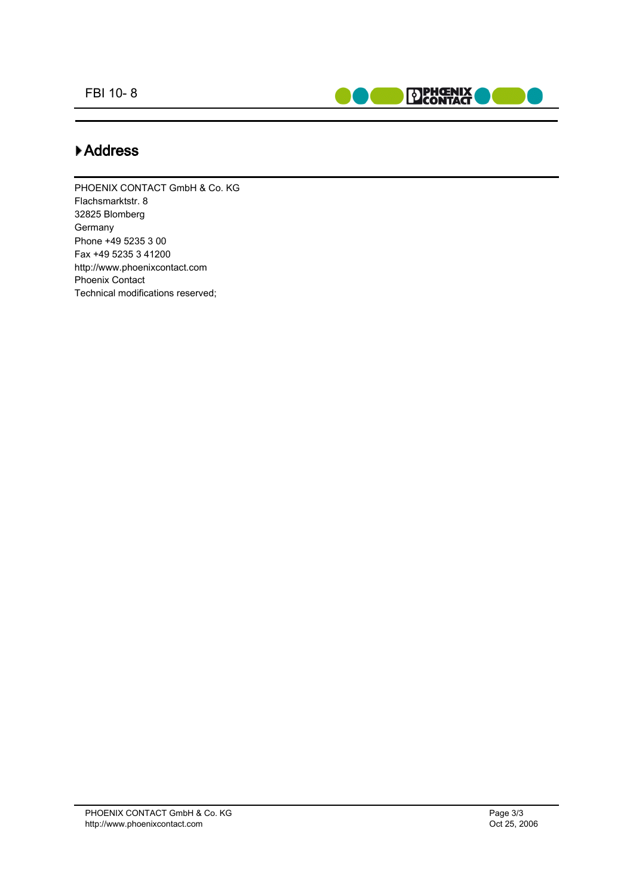## Address

PHOENIX CONTACT GmbH & Co. KG
Flachsmarktstr. 8
32825 Blomberg
Germany
Phone +49 5235 3 00
Fax +49 5235 3 41200
http://www.phoenixcontact.com
Phoenix Contact
Technical modifications reserved;